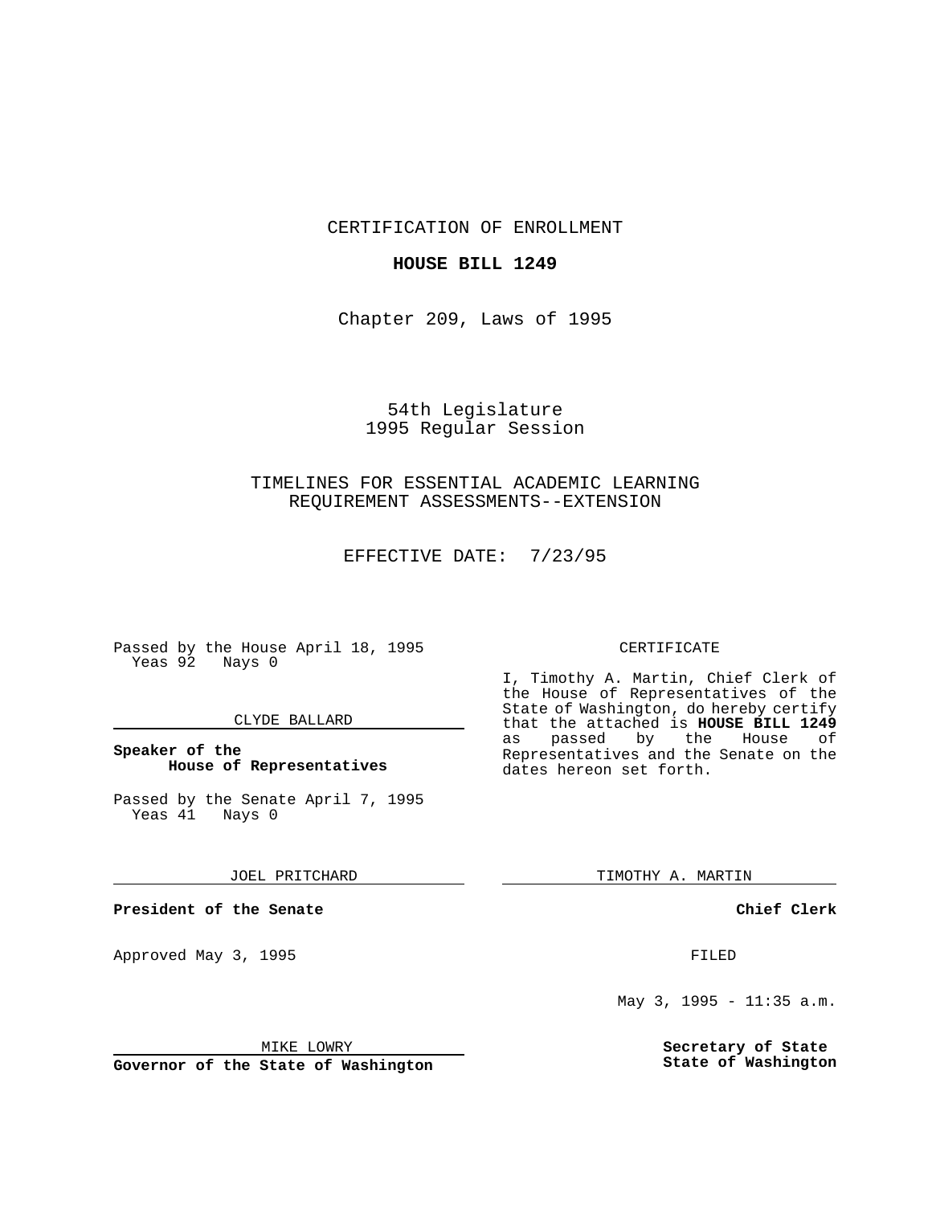CERTIFICATION OF ENROLLMENT

**HOUSE BILL 1249**

Chapter 209, Laws of 1995

54th Legislature
1995 Regular Session

TIMELINES FOR ESSENTIAL ACADEMIC LEARNING REQUIREMENT ASSESSMENTS--EXTENSION

EFFECTIVE DATE: 7/23/95

Passed by the House April 18, 1995
Yeas 92 Nays 0

CLYDE BALLARD

**Speaker of the House of Representatives**

Passed by the Senate April 7, 1995
Yeas 41 Nays 0

JOEL PRITCHARD

**President of the Senate**

Approved May 3, 1995

MIKE LOWRY

**Governor of the State of Washington**

CERTIFICATE

I, Timothy A. Martin, Chief Clerk of the House of Representatives of the State of Washington, do hereby certify that the attached is **HOUSE BILL 1249** as passed by the House of Representatives and the Senate on the dates hereon set forth.

TIMOTHY A. MARTIN

**Chief Clerk**

FILED

May 3, 1995 - 11:35 a.m.

**Secretary of State**
**State of Washington**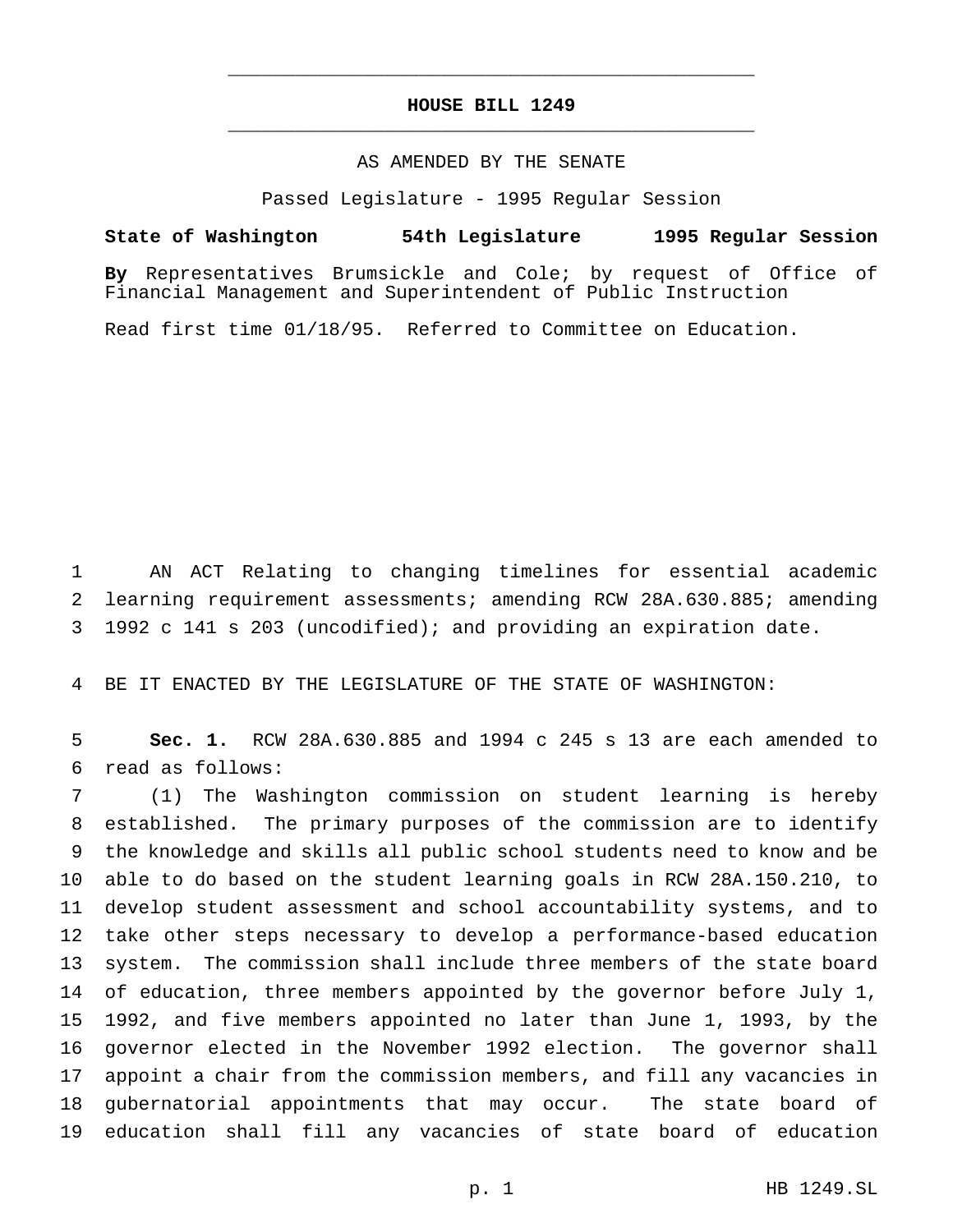# HOUSE BILL 1249

AS AMENDED BY THE SENATE

Passed Legislature - 1995 Regular Session

**State of Washington 54th Legislature 1995 Regular Session**

**By** Representatives Brumsickle and Cole; by request of Office of Financial Management and Superintendent of Public Instruction

Read first time 01/18/95. Referred to Committee on Education.

AN ACT Relating to changing timelines for essential academic learning requirement assessments; amending RCW 28A.630.885; amending 1992 c 141 s 203 (uncodified); and providing an expiration date.

BE IT ENACTED BY THE LEGISLATURE OF THE STATE OF WASHINGTON:

**Sec. 1.** RCW 28A.630.885 and 1994 c 245 s 13 are each amended to read as follows:

(1) The Washington commission on student learning is hereby established. The primary purposes of the commission are to identify the knowledge and skills all public school students need to know and be able to do based on the student learning goals in RCW 28A.150.210, to develop student assessment and school accountability systems, and to take other steps necessary to develop a performance-based education system. The commission shall include three members of the state board of education, three members appointed by the governor before July 1, 1992, and five members appointed no later than June 1, 1993, by the governor elected in the November 1992 election. The governor shall appoint a chair from the commission members, and fill any vacancies in gubernatorial appointments that may occur. The state board of education shall fill any vacancies of state board of education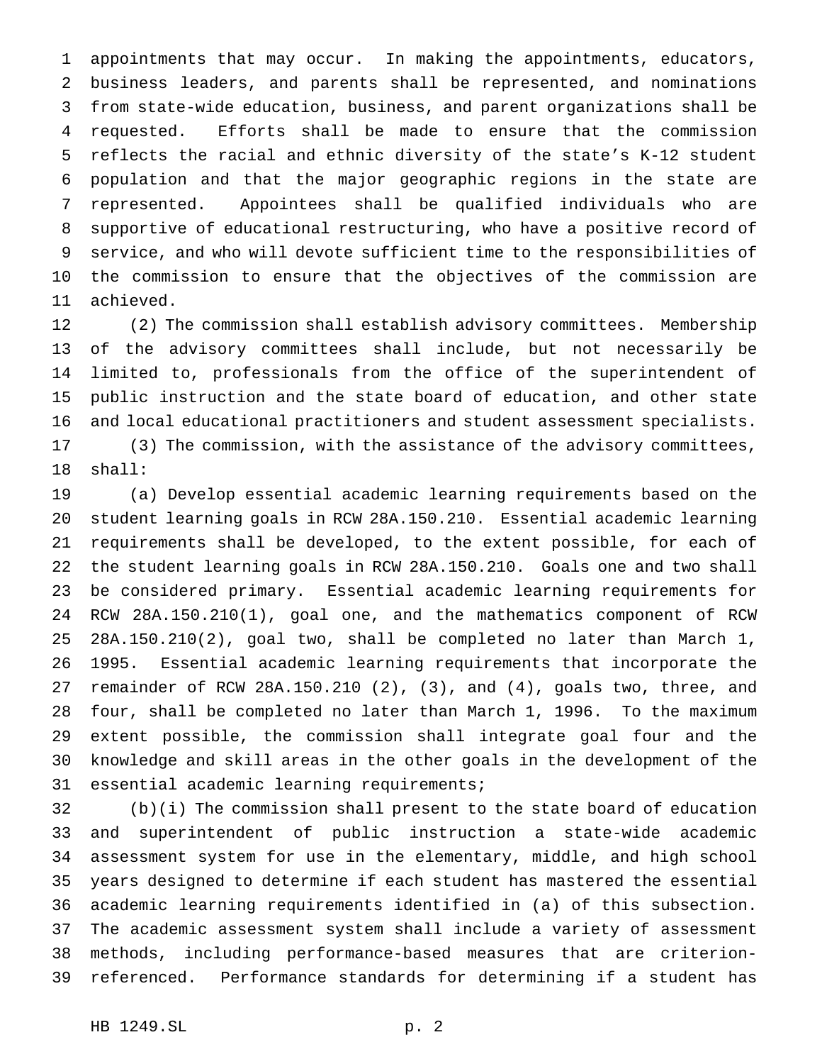appointments that may occur. In making the appointments, educators, business leaders, and parents shall be represented, and nominations from state-wide education, business, and parent organizations shall be requested. Efforts shall be made to ensure that the commission reflects the racial and ethnic diversity of the state's K-12 student population and that the major geographic regions in the state are represented. Appointees shall be qualified individuals who are supportive of educational restructuring, who have a positive record of service, and who will devote sufficient time to the responsibilities of the commission to ensure that the objectives of the commission are achieved.

(2) The commission shall establish advisory committees. Membership of the advisory committees shall include, but not necessarily be limited to, professionals from the office of the superintendent of public instruction and the state board of education, and other state and local educational practitioners and student assessment specialists.

(3) The commission, with the assistance of the advisory committees, shall:

(a) Develop essential academic learning requirements based on the student learning goals in RCW 28A.150.210. Essential academic learning requirements shall be developed, to the extent possible, for each of the student learning goals in RCW 28A.150.210. Goals one and two shall be considered primary. Essential academic learning requirements for RCW 28A.150.210(1), goal one, and the mathematics component of RCW 28A.150.210(2), goal two, shall be completed no later than March 1, 1995. Essential academic learning requirements that incorporate the remainder of RCW 28A.150.210 (2), (3), and (4), goals two, three, and four, shall be completed no later than March 1, 1996. To the maximum extent possible, the commission shall integrate goal four and the knowledge and skill areas in the other goals in the development of the essential academic learning requirements;

(b)(i) The commission shall present to the state board of education and superintendent of public instruction a state-wide academic assessment system for use in the elementary, middle, and high school years designed to determine if each student has mastered the essential academic learning requirements identified in (a) of this subsection. The academic assessment system shall include a variety of assessment methods, including performance-based measures that are criterion-referenced. Performance standards for determining if a student has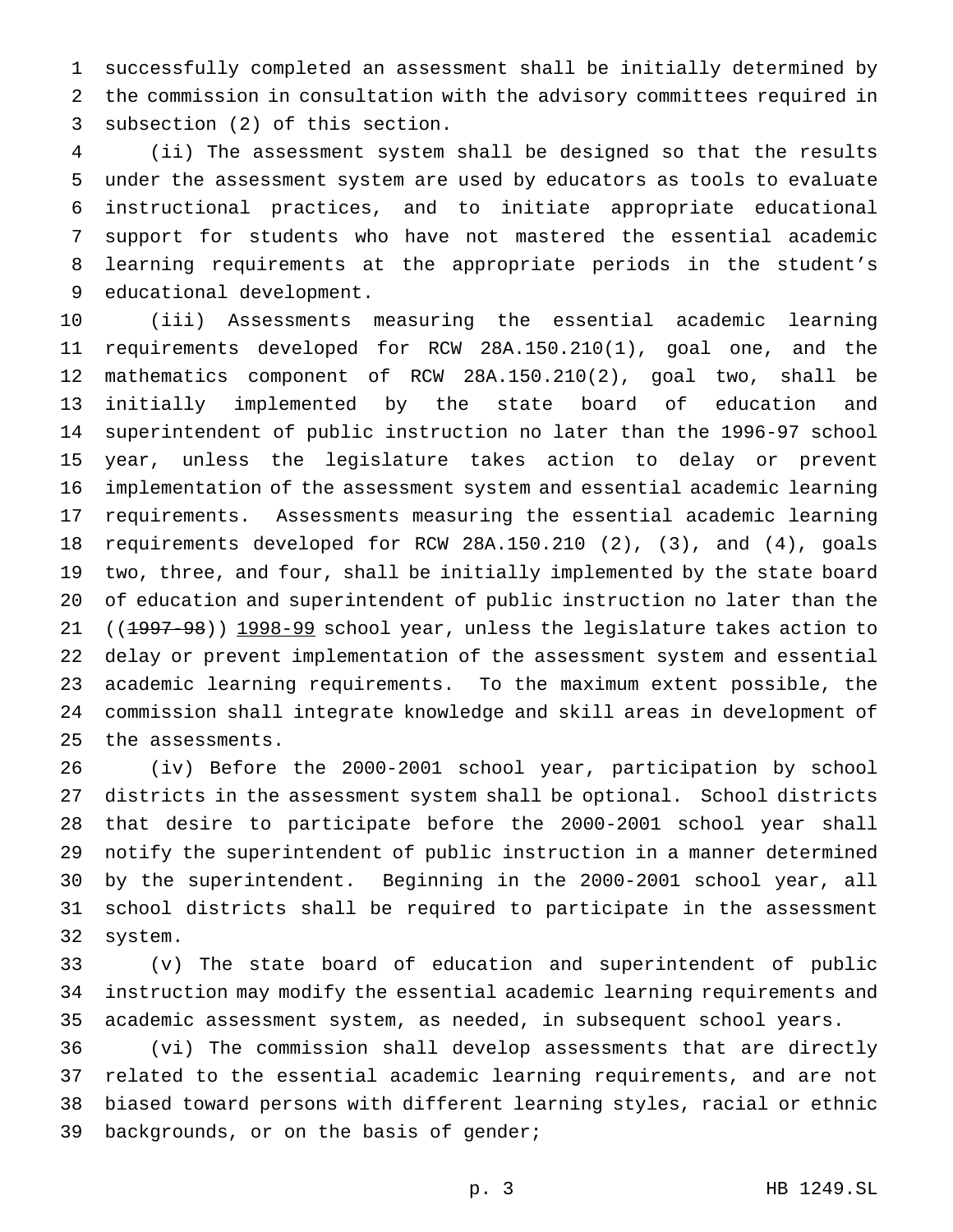successfully completed an assessment shall be initially determined by the commission in consultation with the advisory committees required in subsection (2) of this section.

(ii) The assessment system shall be designed so that the results under the assessment system are used by educators as tools to evaluate instructional practices, and to initiate appropriate educational support for students who have not mastered the essential academic learning requirements at the appropriate periods in the student's educational development.

(iii) Assessments measuring the essential academic learning requirements developed for RCW 28A.150.210(1), goal one, and the mathematics component of RCW 28A.150.210(2), goal two, shall be initially implemented by the state board of education and superintendent of public instruction no later than the 1996-97 school year, unless the legislature takes action to delay or prevent implementation of the assessment system and essential academic learning requirements. Assessments measuring the essential academic learning requirements developed for RCW 28A.150.210 (2), (3), and (4), goals two, three, and four, shall be initially implemented by the state board of education and superintendent of public instruction no later than the ((~~1997-98~~)) <u>1998-99</u> school year, unless the legislature takes action to delay or prevent implementation of the assessment system and essential academic learning requirements. To the maximum extent possible, the commission shall integrate knowledge and skill areas in development of the assessments.

(iv) Before the 2000-2001 school year, participation by school districts in the assessment system shall be optional. School districts that desire to participate before the 2000-2001 school year shall notify the superintendent of public instruction in a manner determined by the superintendent. Beginning in the 2000-2001 school year, all school districts shall be required to participate in the assessment system.

(v) The state board of education and superintendent of public instruction may modify the essential academic learning requirements and academic assessment system, as needed, in subsequent school years.

(vi) The commission shall develop assessments that are directly related to the essential academic learning requirements, and are not biased toward persons with different learning styles, racial or ethnic backgrounds, or on the basis of gender;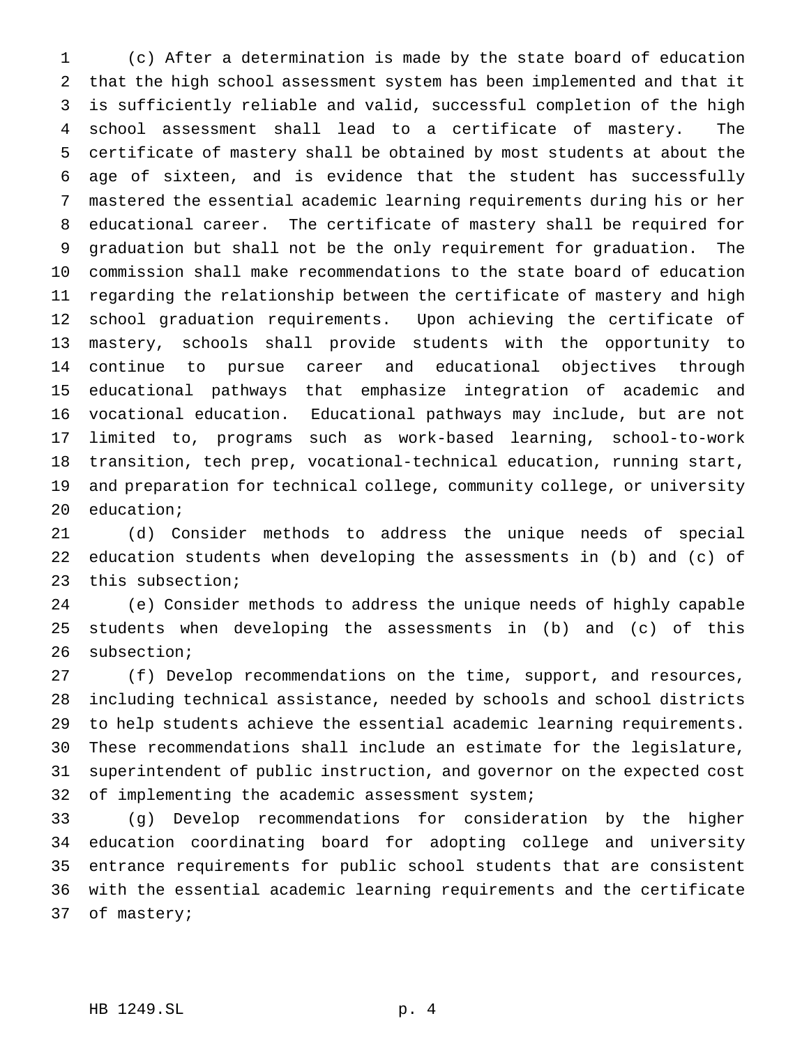(c) After a determination is made by the state board of education that the high school assessment system has been implemented and that it is sufficiently reliable and valid, successful completion of the high school assessment shall lead to a certificate of mastery. The certificate of mastery shall be obtained by most students at about the age of sixteen, and is evidence that the student has successfully mastered the essential academic learning requirements during his or her educational career. The certificate of mastery shall be required for graduation but shall not be the only requirement for graduation. The commission shall make recommendations to the state board of education regarding the relationship between the certificate of mastery and high school graduation requirements. Upon achieving the certificate of mastery, schools shall provide students with the opportunity to continue to pursue career and educational objectives through educational pathways that emphasize integration of academic and vocational education. Educational pathways may include, but are not limited to, programs such as work-based learning, school-to-work transition, tech prep, vocational-technical education, running start, and preparation for technical college, community college, or university education;

(d) Consider methods to address the unique needs of special education students when developing the assessments in (b) and (c) of this subsection;

(e) Consider methods to address the unique needs of highly capable students when developing the assessments in (b) and (c) of this subsection;

(f) Develop recommendations on the time, support, and resources, including technical assistance, needed by schools and school districts to help students achieve the essential academic learning requirements. These recommendations shall include an estimate for the legislature, superintendent of public instruction, and governor on the expected cost of implementing the academic assessment system;

(g) Develop recommendations for consideration by the higher education coordinating board for adopting college and university entrance requirements for public school students that are consistent with the essential academic learning requirements and the certificate of mastery;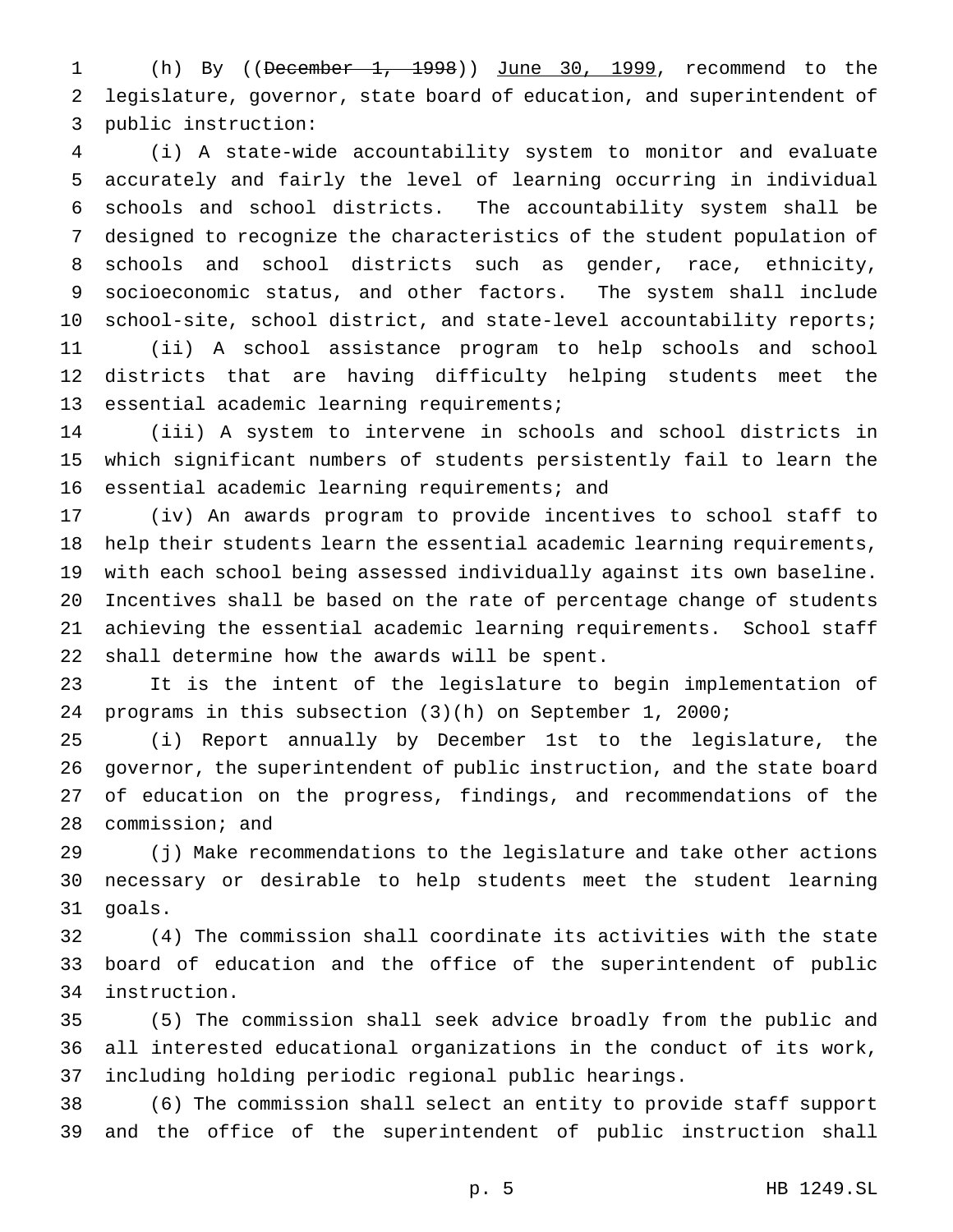(h) By ((~~December 1, 1998~~)) June 30, 1999, recommend to the legislature, governor, state board of education, and superintendent of public instruction:

(i) A state-wide accountability system to monitor and evaluate accurately and fairly the level of learning occurring in individual schools and school districts. The accountability system shall be designed to recognize the characteristics of the student population of schools and school districts such as gender, race, ethnicity, socioeconomic status, and other factors. The system shall include school-site, school district, and state-level accountability reports;

(ii) A school assistance program to help schools and school districts that are having difficulty helping students meet the essential academic learning requirements;

(iii) A system to intervene in schools and school districts in which significant numbers of students persistently fail to learn the essential academic learning requirements; and

(iv) An awards program to provide incentives to school staff to help their students learn the essential academic learning requirements, with each school being assessed individually against its own baseline. Incentives shall be based on the rate of percentage change of students achieving the essential academic learning requirements. School staff shall determine how the awards will be spent.

It is the intent of the legislature to begin implementation of programs in this subsection (3)(h) on September 1, 2000;

(i) Report annually by December 1st to the legislature, the governor, the superintendent of public instruction, and the state board of education on the progress, findings, and recommendations of the commission; and

(j) Make recommendations to the legislature and take other actions necessary or desirable to help students meet the student learning goals.

(4) The commission shall coordinate its activities with the state board of education and the office of the superintendent of public instruction.

(5) The commission shall seek advice broadly from the public and all interested educational organizations in the conduct of its work, including holding periodic regional public hearings.

(6) The commission shall select an entity to provide staff support and the office of the superintendent of public instruction shall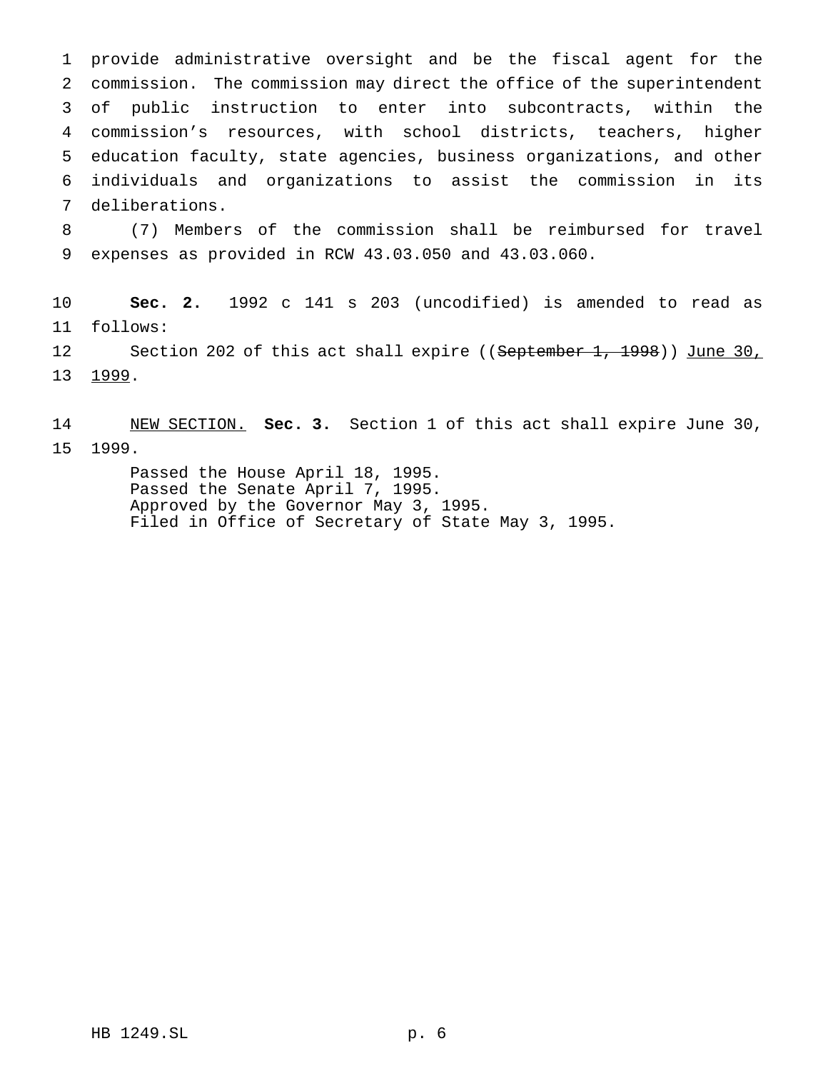provide administrative oversight and be the fiscal agent for the commission. The commission may direct the office of the superintendent of public instruction to enter into subcontracts, within the commission's resources, with school districts, teachers, higher education faculty, state agencies, business organizations, and other individuals and organizations to assist the commission in its deliberations.

(7) Members of the commission shall be reimbursed for travel expenses as provided in RCW 43.03.050 and 43.03.060.

**Sec. 2.** 1992 c 141 s 203 (uncodified) is amended to read as follows:

Section 202 of this act shall expire ((~~September 1, 1998~~)) <u>June 30, 1999</u>.

<u>NEW SECTION.</u> **Sec. 3.** Section 1 of this act shall expire June 30, 1999.

Passed the House April 18, 1995.
Passed the Senate April 7, 1995.
Approved by the Governor May 3, 1995.
Filed in Office of Secretary of State May 3, 1995.